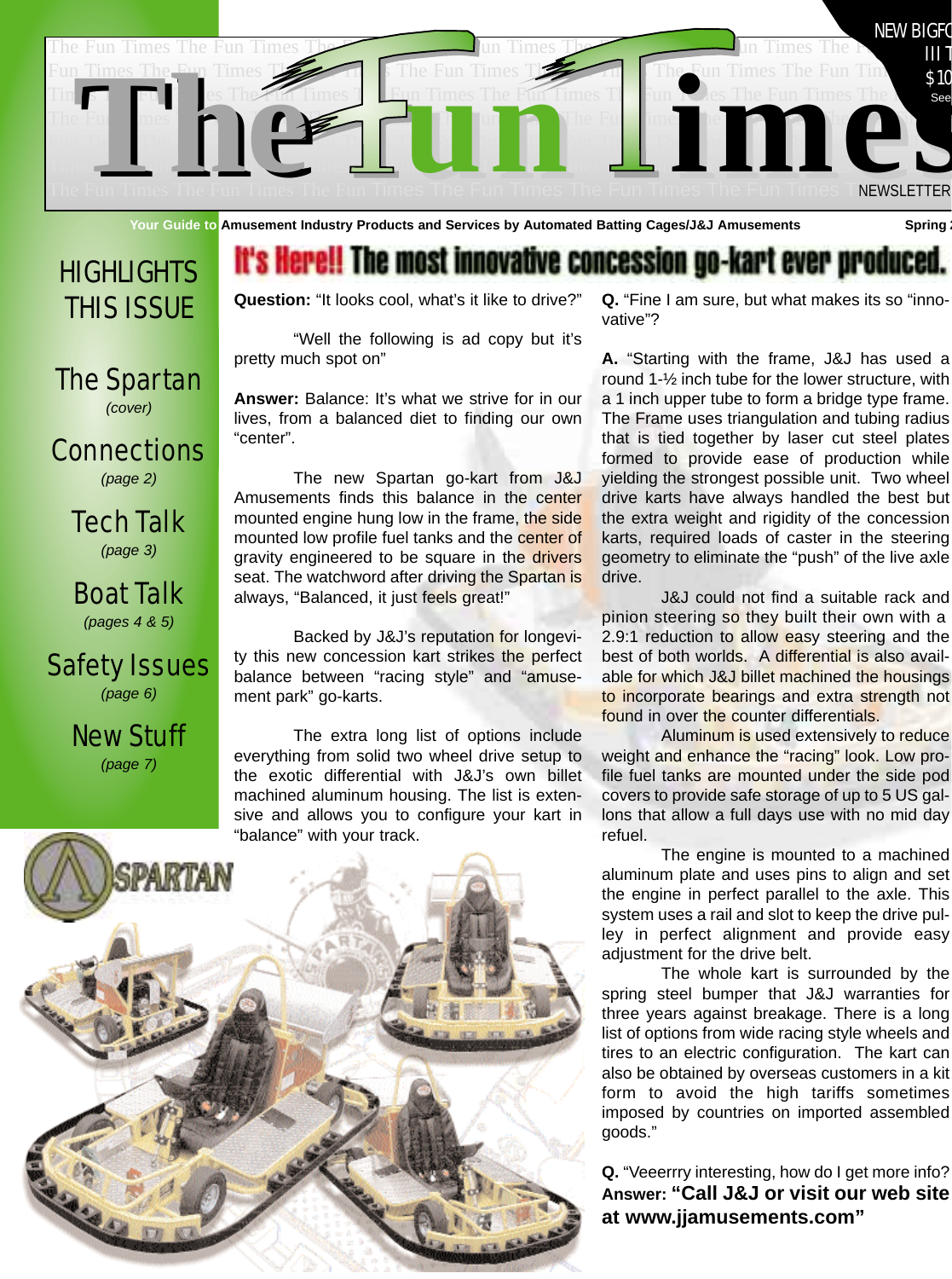# The Fun Times

NEWSLETTER

NEW BIGFO III T $10 See

Your Guide to Amusement Industry Products and Services by Automated Batting Cages/J&J Amusements — Spring 2

## HIGHLIGHTS THIS ISSUE

- The Spartan *(cover)*
- Connections *(page 2)*
- Tech Talk *(page 3)*
- Boat Talk *(pages 4 & 5)*
- Safety Issues *(page 6)*
- New Stuff *(page 7)*

## It's Here!! The most innovative concession go-kart ever produced.

**Question:** "It looks cool, what's it like to drive?"

"Well the following is ad copy but it's pretty much spot on"

**Answer:** Balance: It's what we strive for in our lives, from a balanced diet to finding our own "center".

The new Spartan go-kart from J&J Amusements finds this balance in the center mounted engine hung low in the frame, the side mounted low profile fuel tanks and the center of gravity engineered to be square in the drivers seat. The watchword after driving the Spartan is always, "Balanced, it just feels great!"

Backed by J&J's reputation for longevity this new concession kart strikes the perfect balance between "racing style" and "amusement park" go-karts.

The extra long list of options include everything from solid two wheel drive setup to the exotic differential with J&J's own billet machined aluminum housing. The list is extensive and allows you to configure your kart in "balance" with your track.

SPARTAN

**Q.** "Fine I am sure, but what makes its so "innovative"?

**A.** "Starting with the frame, J&J has used a round 1-½ inch tube for the lower structure, with a 1 inch upper tube to form a bridge type frame. The Frame uses triangulation and tubing radius that is tied together by laser cut steel plates formed to provide ease of production while yielding the strongest possible unit. Two wheel drive karts have always handled the best but the extra weight and rigidity of the concession karts, required loads of caster in the steering geometry to eliminate the "push" of the live axle drive.

J&J could not find a suitable rack and pinion steering so they built their own with a 2.9:1 reduction to allow easy steering and the best of both worlds. A differential is also available for which J&J billet machined the housings to incorporate bearings and extra strength not found in over the counter differentials.

Aluminum is used extensively to reduce weight and enhance the "racing" look. Low profile fuel tanks are mounted under the side pod covers to provide safe storage of up to 5 US gallons that allow a full days use with no mid day refuel.

The engine is mounted to a machined aluminum plate and uses pins to align and set the engine in perfect parallel to the axle. This system uses a rail and slot to keep the drive pulley in perfect alignment and provide easy adjustment for the drive belt.

The whole kart is surrounded by the spring steel bumper that J&J warranties for three years against breakage. There is a long list of options from wide racing style wheels and tires to an electric configuration. The kart can also be obtained by overseas customers in a kit form to avoid the high tariffs sometimes imposed by countries on imported assembled goods."

**Q.** "Veeerrry interesting, how do I get more info?

**Answer: "Call J&J or visit our web site at www.jjamusements.com"**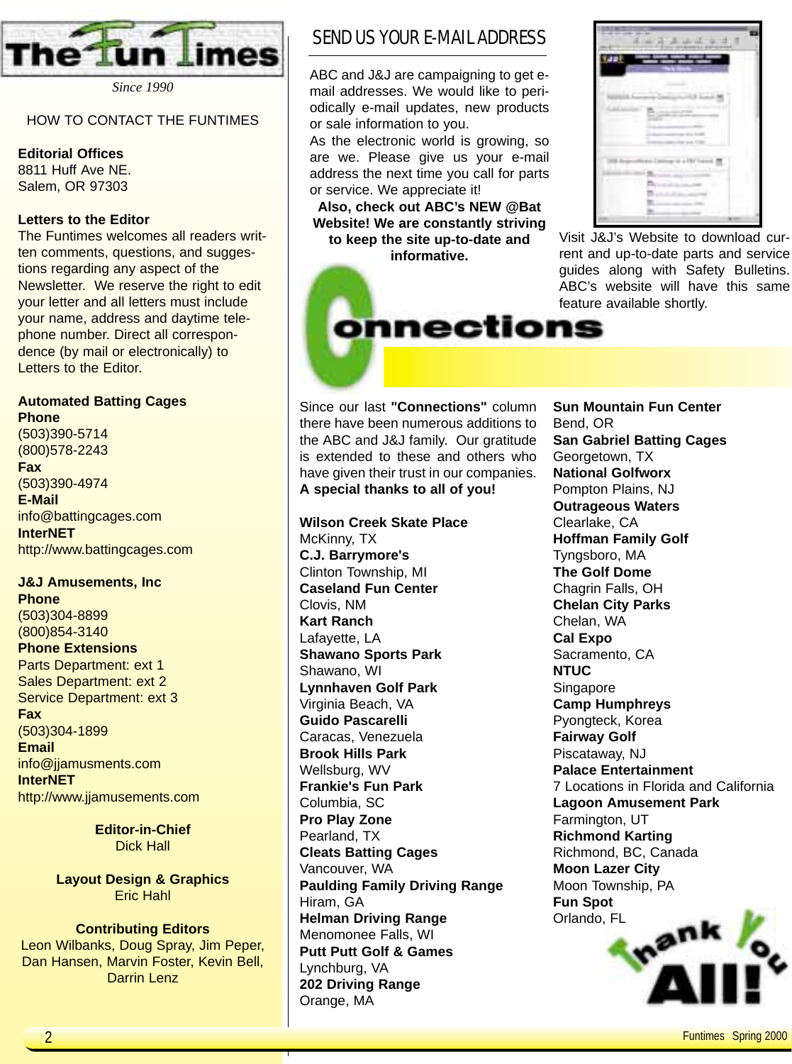# The Fun Times

*Since 1990*

HOW TO CONTACT THE FUNTIMES

**Editorial Offices**
8811 Huff Ave NE.
Salem, OR 97303

**Letters to the Editor**
The Funtimes welcomes all readers written comments, questions, and suggestions regarding any aspect of the Newsletter. We reserve the right to edit your letter and all letters must include your name, address and daytime telephone number. Direct all correspondence (by mail or electronically) to Letters to the Editor.

**Automated Batting Cages**
**Phone**
(503)390-5714
(800)578-2243
**Fax**
(503)390-4974
**E-Mail**
info@battingcages.com
**InterNET**
http://www.battingcages.com

**J&J Amusements, Inc**
**Phone**
(503)304-8899
(800)854-3140
**Phone Extensions**
Parts Department: ext 1
Sales Department: ext 2
Service Department: ext 3
**Fax**
(503)304-1899
**Email**
info@jjamusments.com
**InterNET**
http://www.jjamusements.com

**Editor-in-Chief**
Dick Hall

**Layout Design & Graphics**
Eric Hahl

**Contributing Editors**
Leon Wilbanks, Doug Spray, Jim Peper, Dan Hansen, Marvin Foster, Kevin Bell, Darrin Lenz

## SEND US YOUR E-MAIL ADDRESS

ABC and J&J are campaigning to get e-mail addresses. We would like to periodically e-mail updates, new products or sale information to you.
As the electronic world is growing, so are we. Please give us your e-mail address the next time you call for parts or service. We appreciate it!

**Also, check out ABC's NEW @Bat Website! We are constantly striving to keep the site up-to-date and informative.**

Visit J&J's Website to download current and up-to-date parts and service guides along with Safety Bulletins. ABC's website will have this same feature available shortly.

## Connections

Since our last **"Connections"** column there have been numerous additions to the ABC and J&J family. Our gratitude is extended to these and others who have given their trust in our companies. **A special thanks to all of you!**

**Wilson Creek Skate Place**
McKinny, TX
**C.J. Barrymore's**
Clinton Township, MI
**Caseland Fun Center**
Clovis, NM
**Kart Ranch**
Lafayette, LA
**Shawano Sports Park**
Shawano, WI
**Lynnhaven Golf Park**
Virginia Beach, VA
**Guido Pascarelli**
Caracas, Venezuela
**Brook Hills Park**
Wellsburg, WV
**Frankie's Fun Park**
Columbia, SC
**Pro Play Zone**
Pearland, TX
**Cleats Batting Cages**
Vancouver, WA
**Paulding Family Driving Range**
Hiram, GA
**Helman Driving Range**
Menomonee Falls, WI
**Putt Putt Golf & Games**
Lynchburg, VA
**202 Driving Range**
Orange, MA
**Sun Mountain Fun Center**
Bend, OR
**San Gabriel Batting Cages**
Georgetown, TX
**National Golfworx**
Pompton Plains, NJ
**Outrageous Waters**
Clearlake, CA
**Hoffman Family Golf**
Tyngsboro, MA
**The Golf Dome**
Chagrin Falls, OH
**Chelan City Parks**
Chelan, WA
**Cal Expo**
Sacramento, CA
**NTUC**
Singapore
**Camp Humphreys**
Pyongteck, Korea
**Fairway Golf**
Piscataway, NJ
**Palace Entertainment**
7 Locations in Florida and California
**Lagoon Amusement Park**
Farmington, UT
**Richmond Karting**
Richmond, BC, Canada
**Moon Lazer City**
Moon Township, PA
**Fun Spot**
Orlando, FL

Thank You All!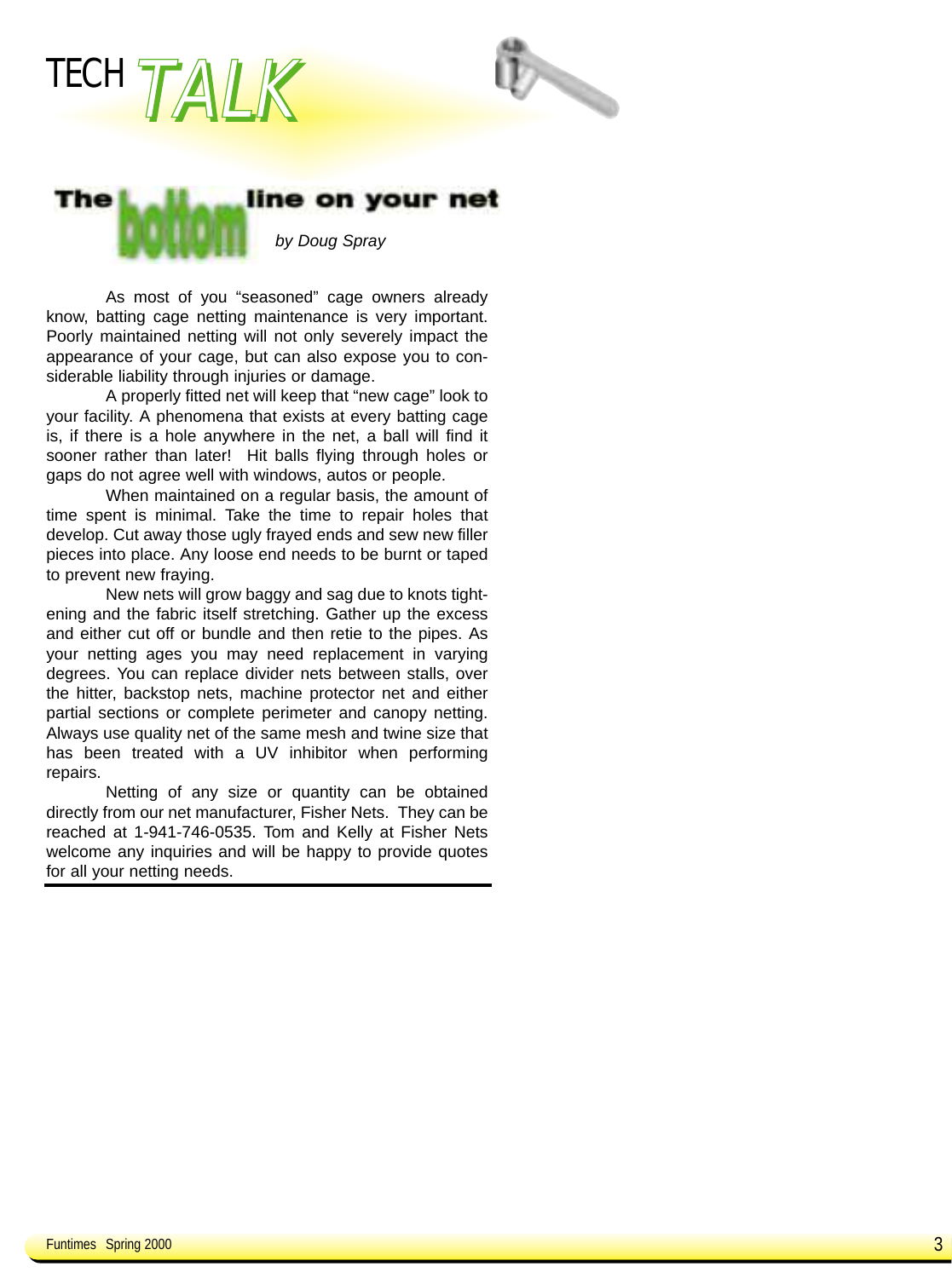# TECH TALK

## The bottom line on your net

*by Doug Spray*

As most of you "seasoned" cage owners already know, batting cage netting maintenance is very important. Poorly maintained netting will not only severely impact the appearance of your cage, but can also expose you to considerable liability through injuries or damage.

A properly fitted net will keep that "new cage" look to your facility. A phenomena that exists at every batting cage is, if there is a hole anywhere in the net, a ball will find it sooner rather than later! Hit balls flying through holes or gaps do not agree well with windows, autos or people.

When maintained on a regular basis, the amount of time spent is minimal. Take the time to repair holes that develop. Cut away those ugly frayed ends and sew new filler pieces into place. Any loose end needs to be burnt or taped to prevent new fraying.

New nets will grow baggy and sag due to knots tightening and the fabric itself stretching. Gather up the excess and either cut off or bundle and then retie to the pipes. As your netting ages you may need replacement in varying degrees. You can replace divider nets between stalls, over the hitter, backstop nets, machine protector net and either partial sections or complete perimeter and canopy netting. Always use quality net of the same mesh and twine size that has been treated with a UV inhibitor when performing repairs.

Netting of any size or quantity can be obtained directly from our net manufacturer, Fisher Nets. They can be reached at 1-941-746-0535. Tom and Kelly at Fisher Nets welcome any inquiries and will be happy to provide quotes for all your netting needs.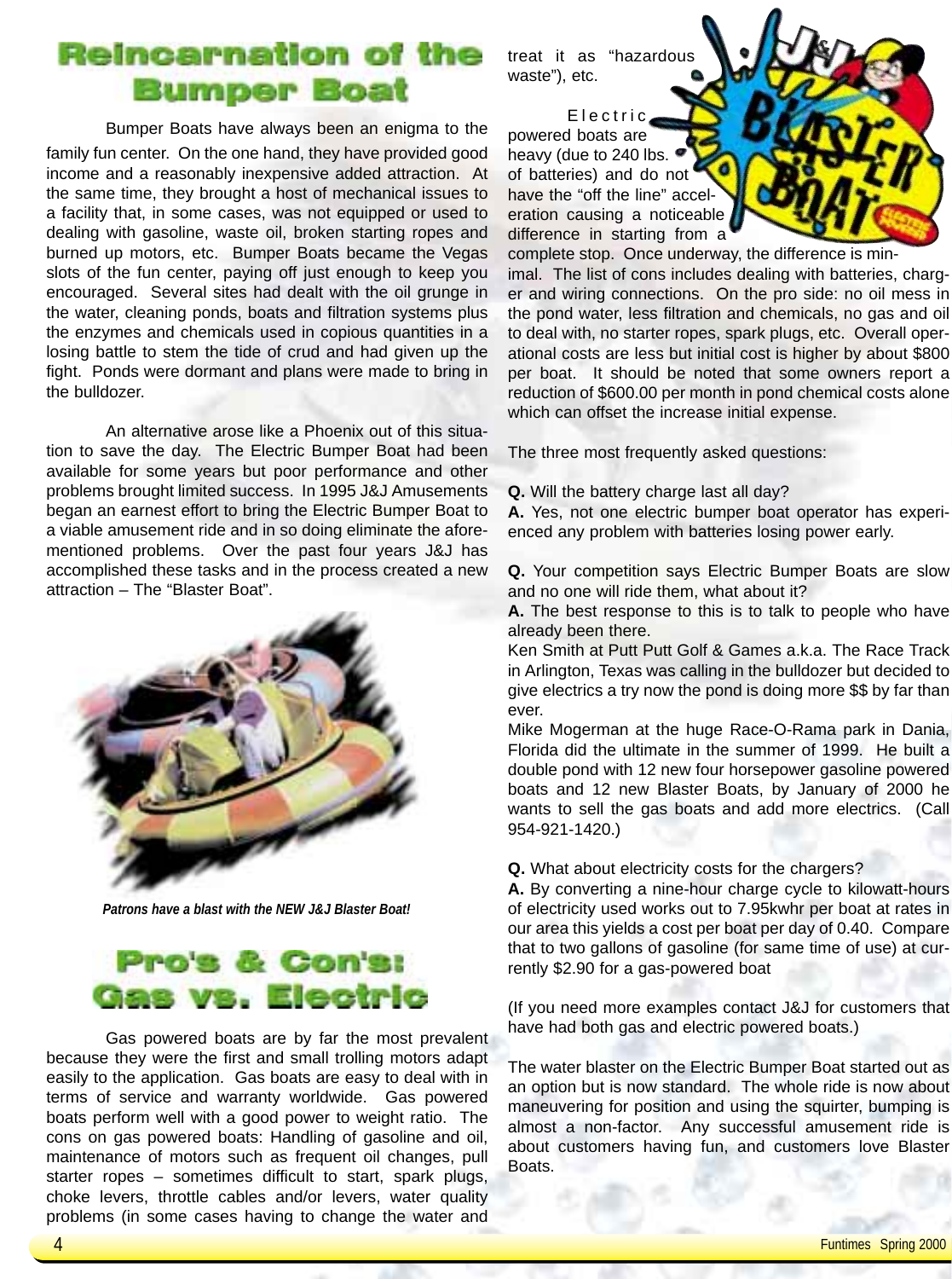# Reincarnation of the Bumper Boat

Bumper Boats have always been an enigma to the family fun center. On the one hand, they have provided good income and a reasonably inexpensive added attraction. At the same time, they brought a host of mechanical issues to a facility that, in some cases, was not equipped or used to dealing with gasoline, waste oil, broken starting ropes and burned up motors, etc. Bumper Boats became the Vegas slots of the fun center, paying off just enough to keep you encouraged. Several sites had dealt with the oil grunge in the water, cleaning ponds, boats and filtration systems plus the enzymes and chemicals used in copious quantities in a losing battle to stem the tide of crud and had given up the fight. Ponds were dormant and plans were made to bring in the bulldozer.

An alternative arose like a Phoenix out of this situation to save the day. The Electric Bumper Boat had been available for some years but poor performance and other problems brought limited success. In 1995 J&J Amusements began an earnest effort to bring the Electric Bumper Boat to a viable amusement ride and in so doing eliminate the aforementioned problems. Over the past four years J&J has accomplished these tasks and in the process created a new attraction – The "Blaster Boat".

*Patrons have a blast with the NEW J&J Blaster Boat!*

# Pro's & Con's: Gas vs. Electric

Gas powered boats are by far the most prevalent because they were the first and small trolling motors adapt easily to the application. Gas boats are easy to deal with in terms of service and warranty worldwide. Gas powered boats perform well with a good power to weight ratio. The cons on gas powered boats: Handling of gasoline and oil, maintenance of motors such as frequent oil changes, pull starter ropes – sometimes difficult to start, spark plugs, choke levers, throttle cables and/or levers, water quality problems (in some cases having to change the water and treat it as "hazardous waste"), etc.

Electric powered boats are heavy (due to 240 lbs. of batteries) and do not have the "off the line" acceleration causing a noticeable difference in starting from a complete stop. Once underway, the difference is minimal. The list of cons includes dealing with batteries, charger and wiring connections. On the pro side: no oil mess in the pond water, less filtration and chemicals, no gas and oil to deal with, no starter ropes, spark plugs, etc. Overall operational costs are less but initial cost is higher by about $800 per boat. It should be noted that some owners report a reduction of $600.00 per month in pond chemical costs alone which can offset the increase initial expense.

The three most frequently asked questions:

**Q.** Will the battery charge last all day?
**A.** Yes, not one electric bumper boat operator has experienced any problem with batteries losing power early.

**Q.** Your competition says Electric Bumper Boats are slow and no one will ride them, what about it?
**A.** The best response to this is to talk to people who have already been there.
Ken Smith at Putt Putt Golf & Games a.k.a. The Race Track in Arlington, Texas was calling in the bulldozer but decided to give electrics a try now the pond is doing more $$ by far than ever.
Mike Mogerman at the huge Race-O-Rama park in Dania, Florida did the ultimate in the summer of 1999. He built a double pond with 12 new four horsepower gasoline powered boats and 12 new Blaster Boats, by January of 2000 he wants to sell the gas boats and add more electrics. (Call 954-921-1420.)

**Q.** What about electricity costs for the chargers?
**A.** By converting a nine-hour charge cycle to kilowatt-hours of electricity used works out to 7.95kwhr per boat at rates in our area this yields a cost per boat per day of 0.40. Compare that to two gallons of gasoline (for same time of use) at currently $2.90 for a gas-powered boat

(If you need more examples contact J&J for customers that have had both gas and electric powered boats.)

The water blaster on the Electric Bumper Boat started out as an option but is now standard. The whole ride is now about maneuvering for position and using the squirter, bumping is almost a non-factor. Any successful amusement ride is about customers having fun, and customers love Blaster Boats.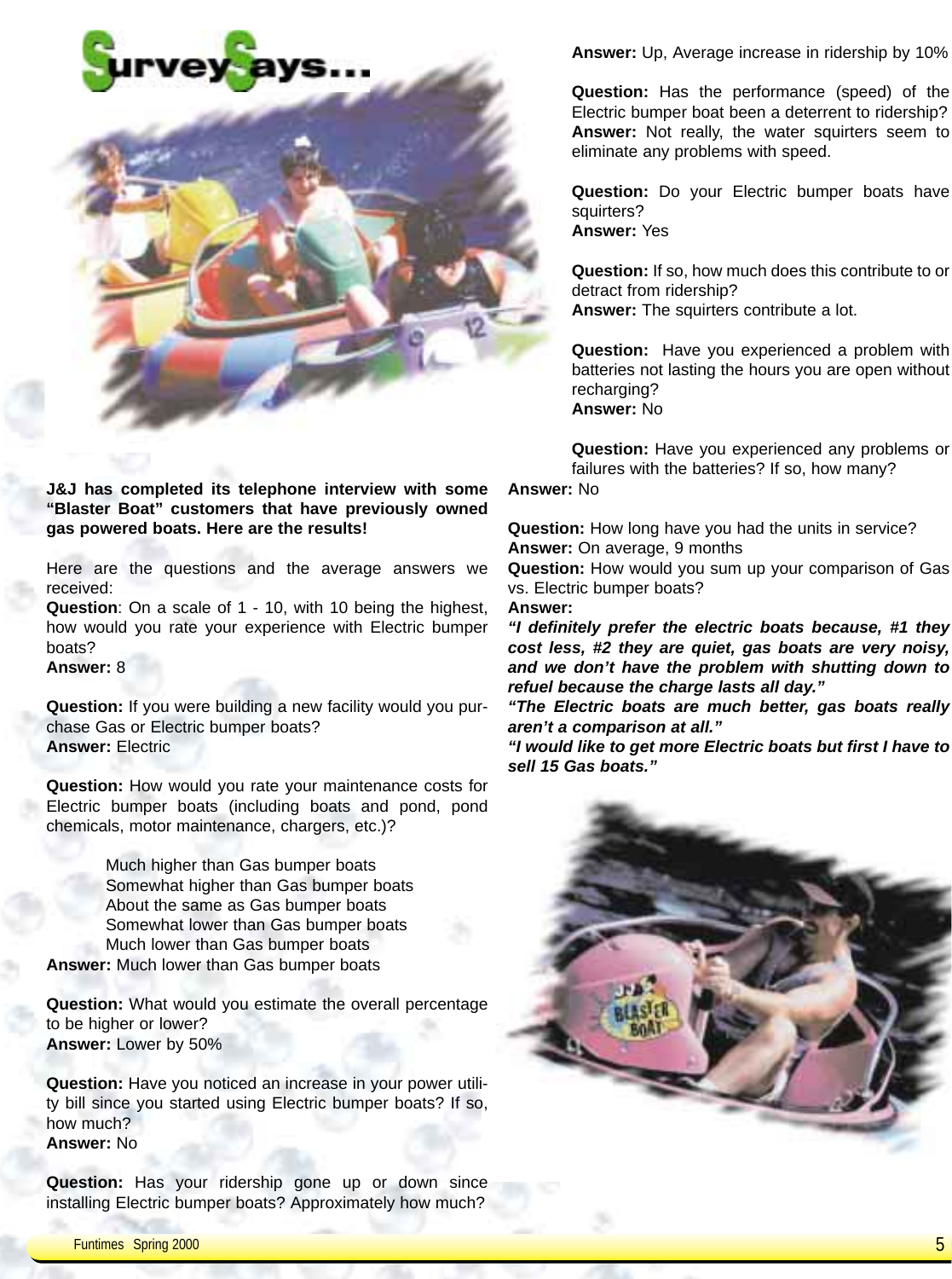# Survey Says...

**J&J has completed its telephone interview with some "Blaster Boat" customers that have previously owned gas powered boats. Here are the results!**

Here are the questions and the average answers we received:

**Question**: On a scale of 1 - 10, with 10 being the highest, how would you rate your experience with Electric bumper boats?
**Answer:** 8

**Question:** If you were building a new facility would you purchase Gas or Electric bumper boats?
**Answer:** Electric

**Question:** How would you rate your maintenance costs for Electric bumper boats (including boats and pond, pond chemicals, motor maintenance, chargers, etc.)?

Much higher than Gas bumper boats
Somewhat higher than Gas bumper boats
About the same as Gas bumper boats
Somewhat lower than Gas bumper boats
Much lower than Gas bumper boats

**Answer:** Much lower than Gas bumper boats

**Question:** What would you estimate the overall percentage to be higher or lower?
**Answer:** Lower by 50%

**Question:** Have you noticed an increase in your power utility bill since you started using Electric bumper boats? If so, how much?
**Answer:** No

**Question:** Has your ridership gone up or down since installing Electric bumper boats? Approximately how much?
**Answer:** Up, Average increase in ridership by 10%

**Question:** Has the performance (speed) of the Electric bumper boat been a deterrent to ridership?
**Answer:** Not really, the water squirters seem to eliminate any problems with speed.

**Question:** Do your Electric bumper boats have squirters?
**Answer:** Yes

**Question:** If so, how much does this contribute to or detract from ridership?
**Answer:** The squirters contribute a lot.

**Question:** Have you experienced a problem with batteries not lasting the hours you are open without recharging?
**Answer:** No

**Question:** Have you experienced any problems or failures with the batteries? If so, how many?
**Answer:** No

**Question:** How long have you had the units in service?
**Answer:** On average, 9 months

**Question:** How would you sum up your comparison of Gas vs. Electric bumper boats?
**Answer:**

***"I definitely prefer the electric boats because, #1 they cost less, #2 they are quiet, gas boats are very noisy, and we don't have the problem with shutting down to refuel because the charge lasts all day."***

***"The Electric boats are much better, gas boats really aren't a comparison at all."***

***"I would like to get more Electric boats but first I have to sell 15 Gas boats."***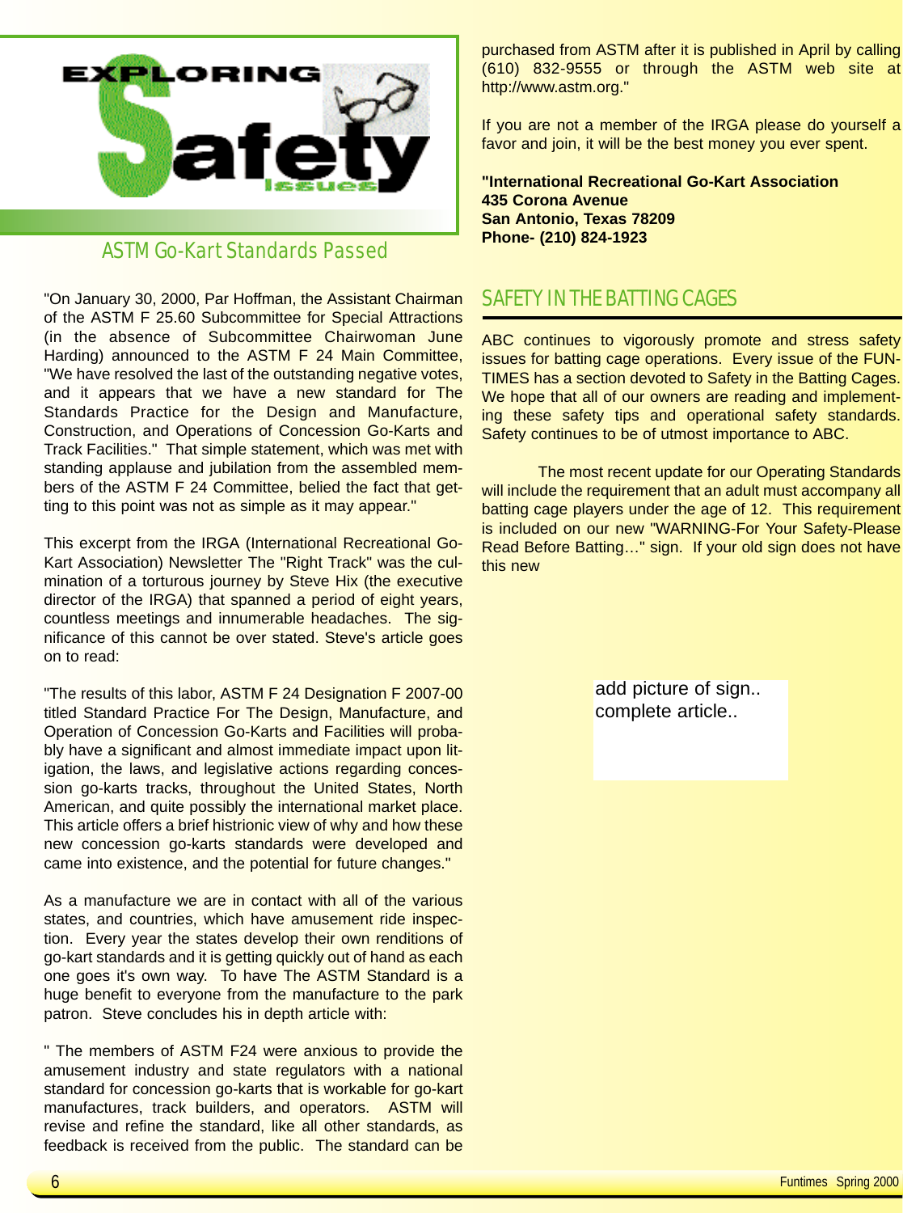# EXPLORING Safety Issues

## ASTM Go-Kart Standards Passed

"On January 30, 2000, Par Hoffman, the Assistant Chairman of the ASTM F 25.60 Subcommittee for Special Attractions (in the absence of Subcommittee Chairwoman June Harding) announced to the ASTM F 24 Main Committee, "We have resolved the last of the outstanding negative votes, and it appears that we have a new standard for The Standards Practice for the Design and Manufacture, Construction, and Operations of Concession Go-Karts and Track Facilities." That simple statement, which was met with standing applause and jubilation from the assembled members of the ASTM F 24 Committee, belied the fact that getting to this point was not as simple as it may appear."

This excerpt from the IRGA (International Recreational Go-Kart Association) Newsletter The "Right Track" was the culmination of a torturous journey by Steve Hix (the executive director of the IRGA) that spanned a period of eight years, countless meetings and innumerable headaches. The significance of this cannot be over stated. Steve's article goes on to read:

"The results of this labor, ASTM F 24 Designation F 2007-00 titled Standard Practice For The Design, Manufacture, and Operation of Concession Go-Karts and Facilities will probably have a significant and almost immediate impact upon litigation, the laws, and legislative actions regarding concession go-karts tracks, throughout the United States, North American, and quite possibly the international market place. This article offers a brief histrionic view of why and how these new concession go-karts standards were developed and came into existence, and the potential for future changes."

As a manufacture we are in contact with all of the various states, and countries, which have amusement ride inspection. Every year the states develop their own renditions of go-kart standards and it is getting quickly out of hand as each one goes it's own way. To have The ASTM Standard is a huge benefit to everyone from the manufacture to the park patron. Steve concludes his in depth article with:

" The members of ASTM F24 were anxious to provide the amusement industry and state regulators with a national standard for concession go-karts that is workable for go-kart manufactures, track builders, and operators. ASTM will revise and refine the standard, like all other standards, as feedback is received from the public. The standard can be purchased from ASTM after it is published in April by calling (610) 832-9555 or through the ASTM web site at http://www.astm.org."

If you are not a member of the IRGA please do yourself a favor and join, it will be the best money you ever spent.

**"International Recreational Go-Kart Association**
**435 Corona Avenue**
**San Antonio, Texas 78209**
**Phone- (210) 824-1923**

## SAFETY IN THE BATTING CAGES

ABC continues to vigorously promote and stress safety issues for batting cage operations. Every issue of the FUN-TIMES has a section devoted to Safety in the Batting Cages. We hope that all of our owners are reading and implementing these safety tips and operational safety standards. Safety continues to be of utmost importance to ABC.

The most recent update for our Operating Standards will include the requirement that an adult must accompany all batting cage players under the age of 12. This requirement is included on our new "WARNING-For Your Safety-Please Read Before Batting…" sign. If your old sign does not have this new

add picture of sign..
complete article..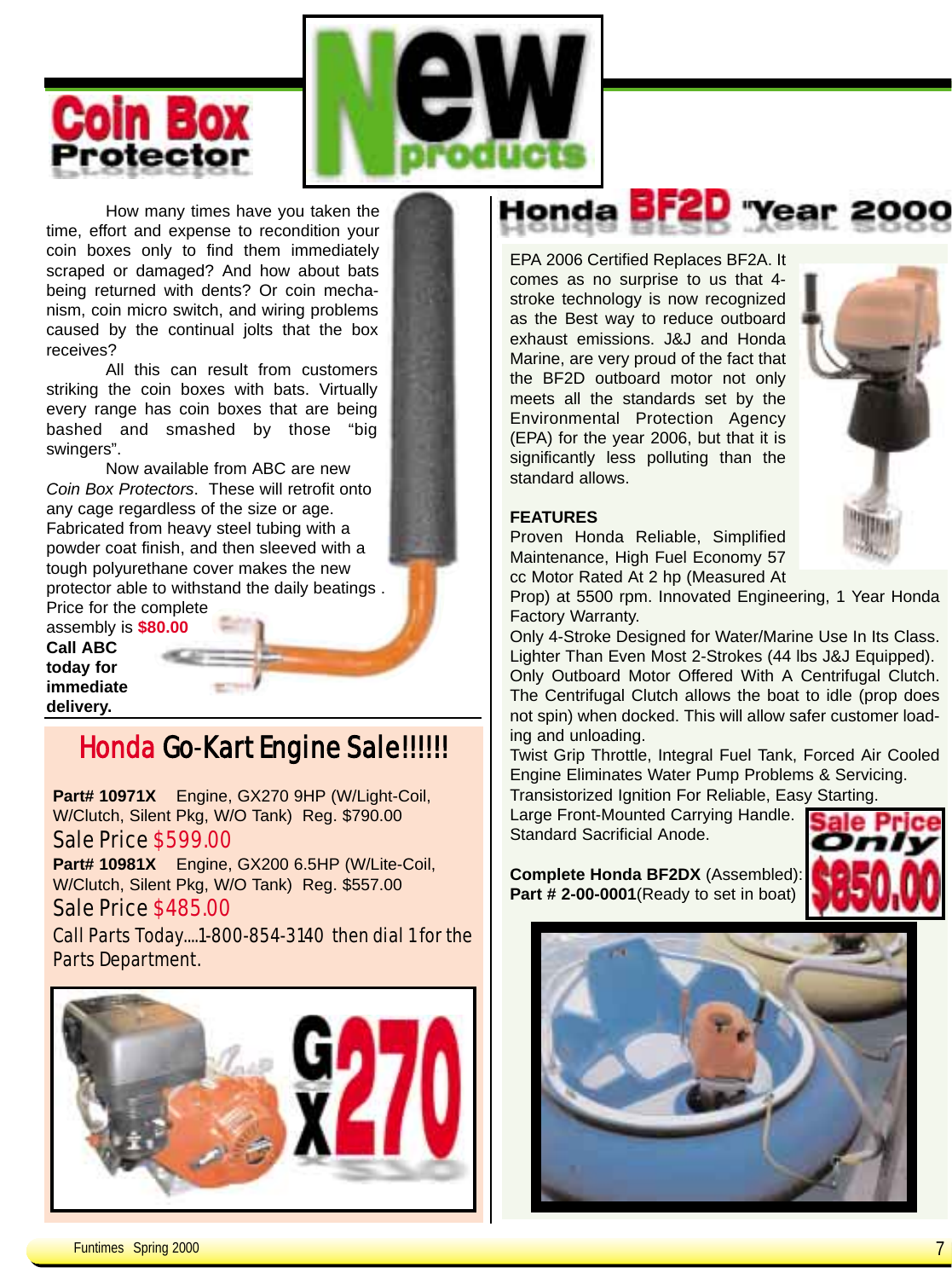# New Products

## Coin Box Protector

How many times have you taken the time, effort and expense to recondition your coin boxes only to find them immediately scraped or damaged? And how about bats being returned with dents? Or coin mechanism, coin micro switch, and wiring problems caused by the continual jolts that the box receives?

All this can result from customers striking the coin boxes with bats. Virtually every range has coin boxes that are being bashed and smashed by those "big swingers".

Now available from ABC are new *Coin Box Protectors*. These will retrofit onto any cage regardless of the size or age. Fabricated from heavy steel tubing with a powder coat finish, and then sleeved with a tough polyurethane cover makes the new protector able to withstand the daily beatings . Price for the complete assembly is **$80.00**

**Call ABC today for immediate delivery.**

## Honda Go-Kart Engine Sale!!!!!!

**Part# 10971X** Engine, GX270 9HP (W/Light-Coil, W/Clutch, Silent Pkg, W/O Tank) Reg. $790.00

Sale Price $599.00

**Part# 10981X** Engine, GX200 6.5HP (W/Lite-Coil, W/Clutch, Silent Pkg, W/O Tank) Reg. $557.00

Sale Price $485.00

Call Parts Today....1-800-854-3140 then dial 1 for the Parts Department.

GX270

## Honda BF2D "Year 2000

EPA 2006 Certified Replaces BF2A. It comes as no surprise to us that 4-stroke technology is now recognized as the Best way to reduce outboard exhaust emissions. J&J and Honda Marine, are very proud of the fact that the BF2D outboard motor not only meets all the standards set by the Environmental Protection Agency (EPA) for the year 2006, but that it is significantly less polluting than the standard allows.

**FEATURES**

Proven Honda Reliable, Simplified Maintenance, High Fuel Economy 57 cc Motor Rated At 2 hp (Measured At Prop) at 5500 rpm. Innovated Engineering, 1 Year Honda Factory Warranty.

Only 4-Stroke Designed for Water/Marine Use In Its Class. Lighter Than Even Most 2-Strokes (44 lbs J&J Equipped). Only Outboard Motor Offered With A Centrifugal Clutch. The Centrifugal Clutch allows the boat to idle (prop does not spin) when docked. This will allow safer customer loading and unloading.

Twist Grip Throttle, Integral Fuel Tank, Forced Air Cooled Engine Eliminates Water Pump Problems & Servicing. Transistorized Ignition For Reliable, Easy Starting. Large Front-Mounted Carrying Handle. Standard Sacrificial Anode.

**Complete Honda BF2DX** (Assembled): **Part # 2-00-0001**(Ready to set in boat)

Sale Price Only $850.00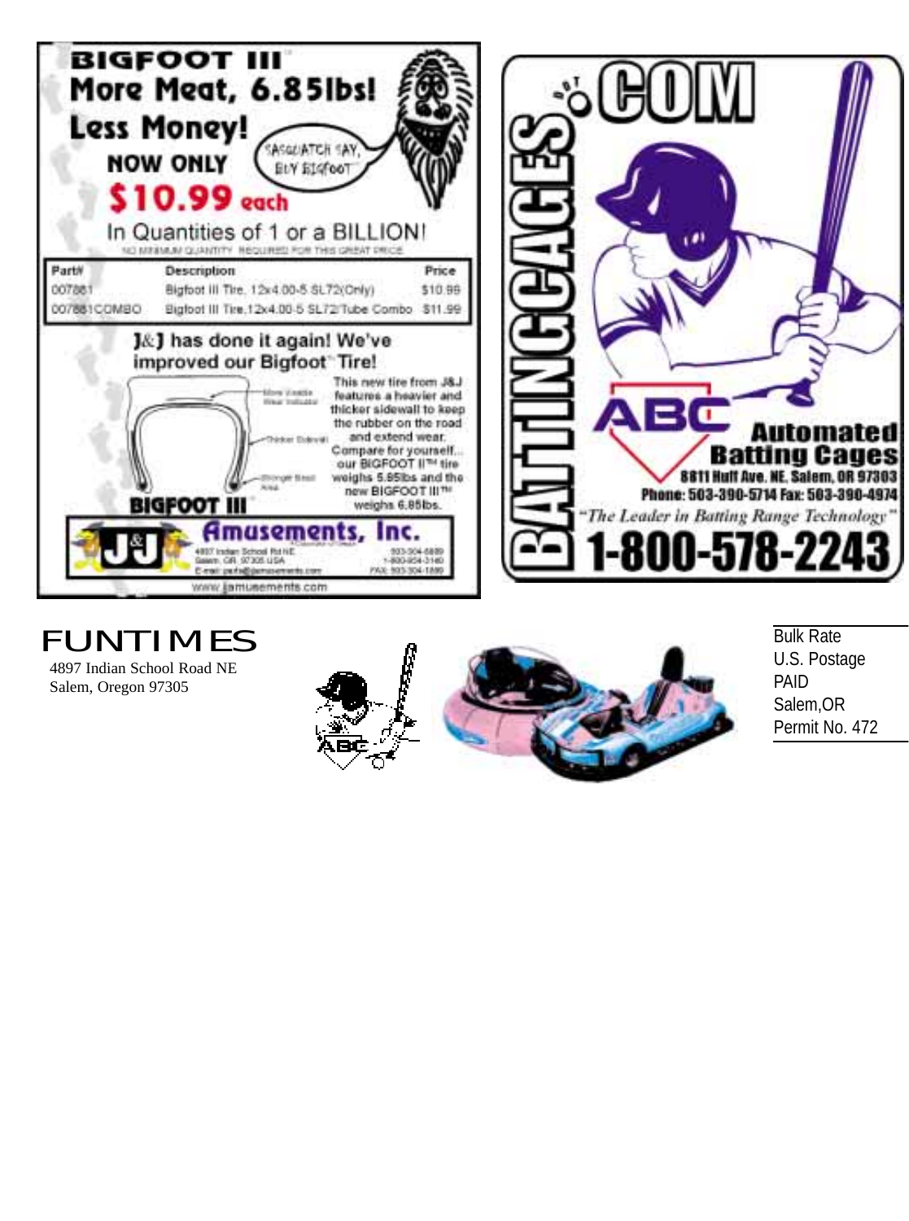## BIGFOOT III

**More Meat, 6.85lbs!**

**Less Money!**

SASQUATCH SAY, BUY BIGFOOT

**NOW ONLY**

**$10.99 each**

In Quantities of 1 or a BILLION!

NO MINIMUM QUANTITY REQUIRED FOR THIS GREAT PRICE

| Part# | Description | Price |
|---|---|---|
| 007881 | Bigfoot III Tire, 12x4.00-5 SL72(Only) | $10.99 |
| 007881COMBO | Bigfoot III Tire,12x4.00-5 SL72/Tube Combo | $11.99 |

**J&J has done it again! We've improved our Bigfoot Tire!**

This new tire from J&J features a heavier and thicker sidewall to keep the rubber on the road and extend wear. Compare for yourself... our BIGFOOT II™ tire weighs 5.85lbs and the new BIGFOOT III™ weighs 6.85lbs.

More Visable Wear Indicator

Thicker Sidewall

Stronger Bead Area

**BIGFOOT III**

**J&J Amusements, Inc.**

4897 Indian School Rd NE
Salem, OR 97305 USA
E-mail: parts@jjamusements.com

503-304-6889
1-800-854-3140
FAX 503-304-1889

www.jjamusements.com

---

# BATTINGCAGES.COM

**ABC Automated Batting Cages**

8811 Hult Ave. NE, Salem, OR 97303

Phone: 503-390-5714 Fax: 503-390-4974

*"The Leader in Batting Range Technology"*

**1-800-578-2243**

---

# FUNTIMES

4897 Indian School Road NE
Salem, Oregon 97305

Bulk Rate
U.S. Postage
PAID
Salem,OR
Permit No. 472